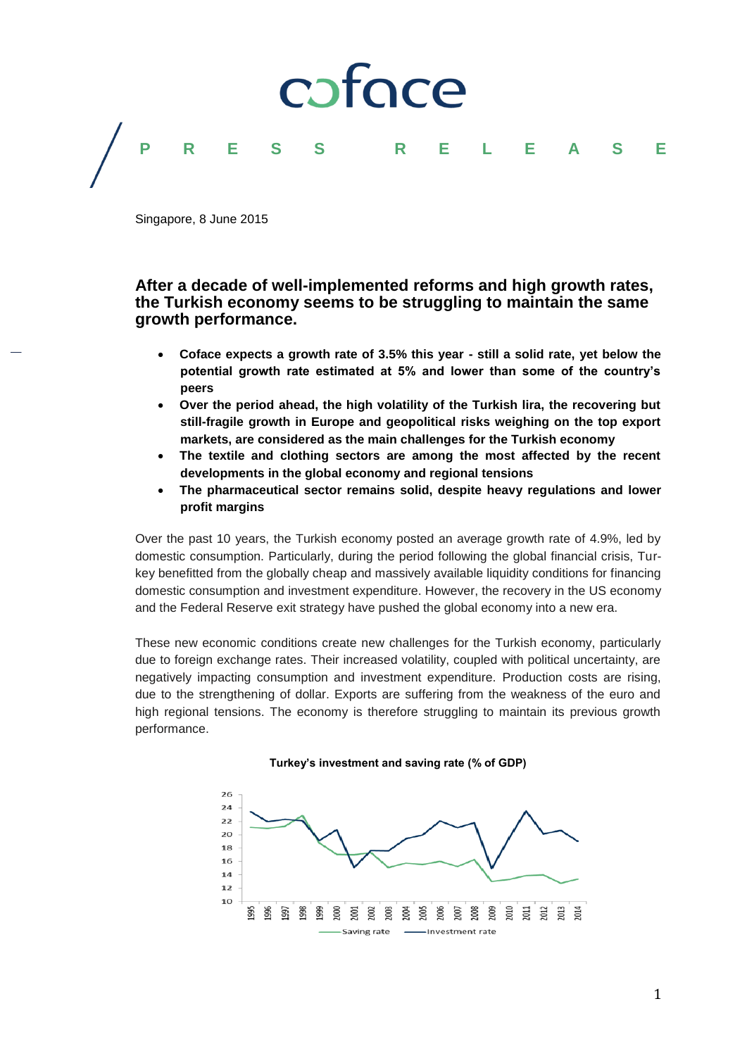coface

**PRESS RELEASE**

Singapore, 8 June 2015

## After a decade of well-implemented reforms and high growth rates, the Turkish economy seems to be struggling to maintain the same growth performance.

- **Coface expects a growth rate of 3.5% this year - still a solid rate, yet below the potential growth rate estimated at 5% and lower than some of the country's peers**
- **Over the period ahead, the high volatility of the Turkish lira, the recovering but still-fragile growth in Europe and geopolitical risks weighing on the top export markets, are considered as the main challenges for the Turkish economy**
- **The textile and clothing sectors are among the most affected by the recent developments in the global economy and regional tensions**
- **The pharmaceutical sector remains solid, despite heavy regulations and lower profit margins**

Over the past 10 years, the Turkish economy posted an average growth rate of 4.9%, led by domestic consumption. Particularly, during the period following the global financial crisis, Turkey benefitted from the globally cheap and massively available liquidity conditions for financing domestic consumption and investment expenditure. However, the recovery in the US economy and the Federal Reserve exit strategy have pushed the global economy into a new era.

These new economic conditions create new challenges for the Turkish economy, particularly due to foreign exchange rates. Their increased volatility, coupled with political uncertainty, are negatively impacting consumption and investment expenditure. Production costs are rising, due to the strengthening of dollar. Exports are suffering from the weakness of the euro and high regional tensions. The economy is therefore struggling to maintain its previous growth performance.

**Turkey's investment and saving rate (% of GDP)**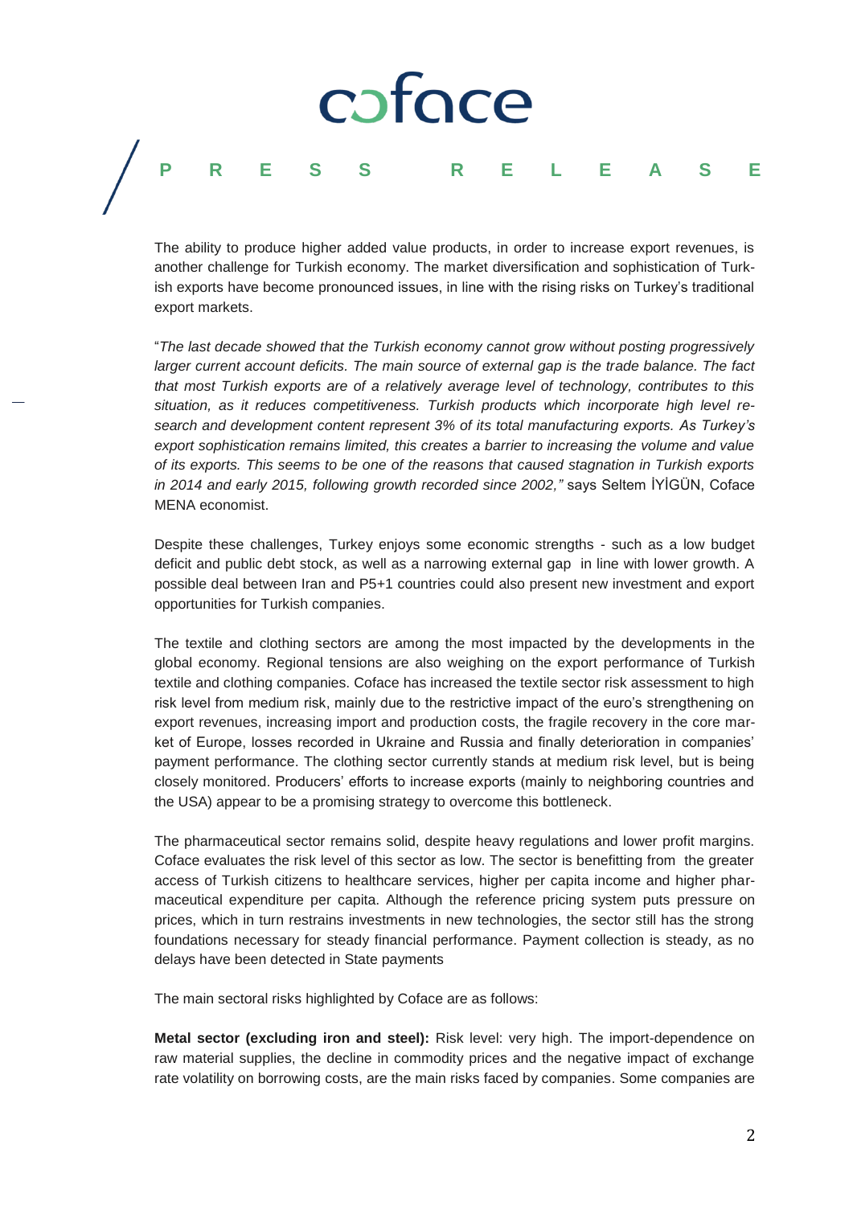The ability to produce higher added value products, in order to increase export revenues, is another challenge for Turkish economy. The market diversification and sophistication of Turkish exports have become pronounced issues, in line with the rising risks on Turkey's traditional export markets.

"*The last decade showed that the Turkish economy cannot grow without posting progressively larger current account deficits. The main source of external gap is the trade balance. The fact that most Turkish exports are of a relatively average level of technology, contributes to this situation, as it reduces competitiveness. Turkish products which incorporate high level research and development content represent 3% of its total manufacturing exports. As Turkey's export sophistication remains limited, this creates a barrier to increasing the volume and value of its exports. This seems to be one of the reasons that caused stagnation in Turkish exports in 2014 and early 2015, following growth recorded since 2002,"* says Seltem İYİGÜN, Coface MENA economist.

Despite these challenges, Turkey enjoys some economic strengths - such as a low budget deficit and public debt stock, as well as a narrowing external gap in line with lower growth. A possible deal between Iran and P5+1 countries could also present new investment and export opportunities for Turkish companies.

The textile and clothing sectors are among the most impacted by the developments in the global economy. Regional tensions are also weighing on the export performance of Turkish textile and clothing companies. Coface has increased the textile sector risk assessment to high risk level from medium risk, mainly due to the restrictive impact of the euro's strengthening on export revenues, increasing import and production costs, the fragile recovery in the core market of Europe, losses recorded in Ukraine and Russia and finally deterioration in companies' payment performance. The clothing sector currently stands at medium risk level, but is being closely monitored. Producers' efforts to increase exports (mainly to neighboring countries and the USA) appear to be a promising strategy to overcome this bottleneck.

The pharmaceutical sector remains solid, despite heavy regulations and lower profit margins. Coface evaluates the risk level of this sector as low. The sector is benefitting from the greater access of Turkish citizens to healthcare services, higher per capita income and higher pharmaceutical expenditure per capita. Although the reference pricing system puts pressure on prices, which in turn restrains investments in new technologies, the sector still has the strong foundations necessary for steady financial performance. Payment collection is steady, as no delays have been detected in State payments

The main sectoral risks highlighted by Coface are as follows:

**Metal sector (excluding iron and steel):** Risk level: very high. The import-dependence on raw material supplies, the decline in commodity prices and the negative impact of exchange rate volatility on borrowing costs, are the main risks faced by companies. Some companies are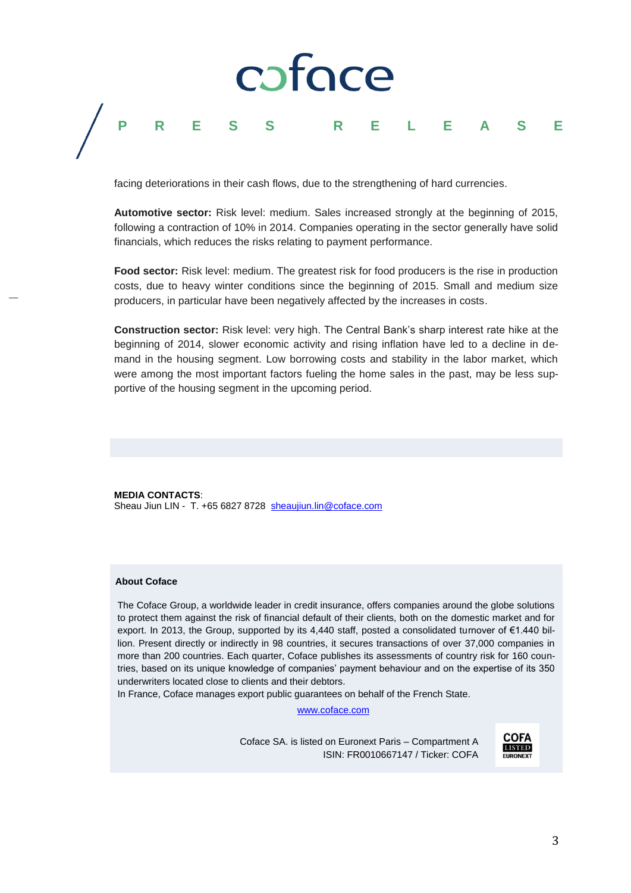facing deteriorations in their cash flows, due to the strengthening of hard currencies.

**Automotive sector:** Risk level: medium. Sales increased strongly at the beginning of 2015, following a contraction of 10% in 2014. Companies operating in the sector generally have solid financials, which reduces the risks relating to payment performance.

**Food sector:** Risk level: medium. The greatest risk for food producers is the rise in production costs, due to heavy winter conditions since the beginning of 2015. Small and medium size producers, in particular have been negatively affected by the increases in costs.

**Construction sector:** Risk level: very high. The Central Bank's sharp interest rate hike at the beginning of 2014, slower economic activity and rising inflation have led to a decline in demand in the housing segment. Low borrowing costs and stability in the labor market, which were among the most important factors fueling the home sales in the past, may be less supportive of the housing segment in the upcoming period.

**MEDIA CONTACTS**:
Sheau Jiun LIN - T. +65 6827 8728 sheaujiun.lin@coface.com

**About Coface**

The Coface Group, a worldwide leader in credit insurance, offers companies around the globe solutions to protect them against the risk of financial default of their clients, both on the domestic market and for export. In 2013, the Group, supported by its 4,440 staff, posted a consolidated turnover of €1.440 billion. Present directly or indirectly in 98 countries, it secures transactions of over 37,000 companies in more than 200 countries. Each quarter, Coface publishes its assessments of country risk for 160 countries, based on its unique knowledge of companies' payment behaviour and on the expertise of its 350 underwriters located close to clients and their debtors.
In France, Coface manages export public guarantees on behalf of the French State.

www.coface.com

Coface SA. is listed on Euronext Paris – Compartment A
ISIN: FR0010667147 / Ticker: COFA

COFA LISTED EURONEXT